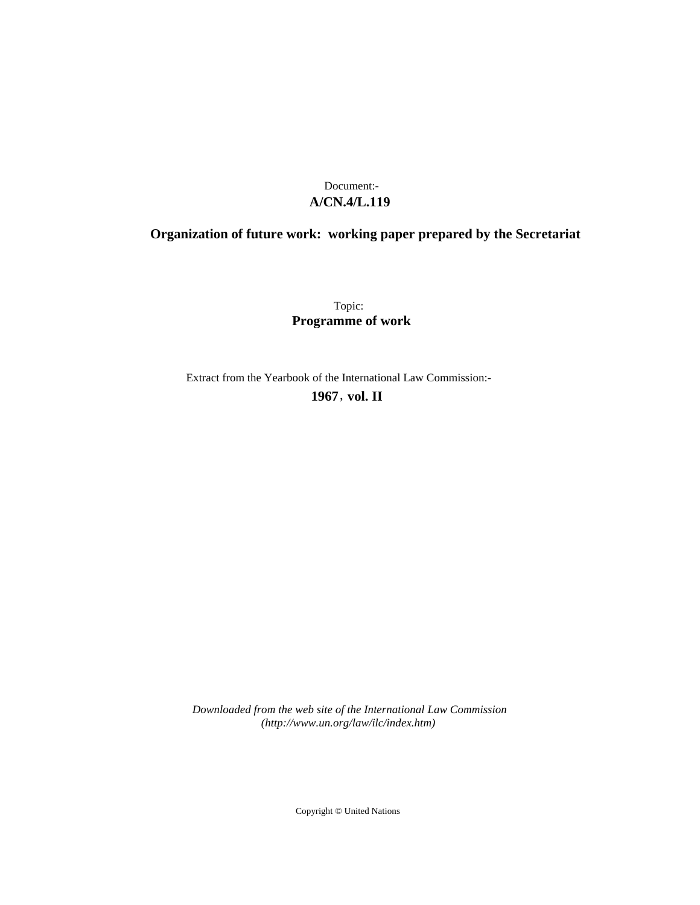Document:-

**A/CN.4/L.119**

**Organization of future work: working paper prepared by the Secretariat**

Topic:

**Programme of work**

Extract from the Yearbook of the International Law Commission:-

**1967, vol. II**

*Downloaded from the web site of the International Law Commission (http://www.un.org/law/ilc/index.htm)*

Copyright © United Nations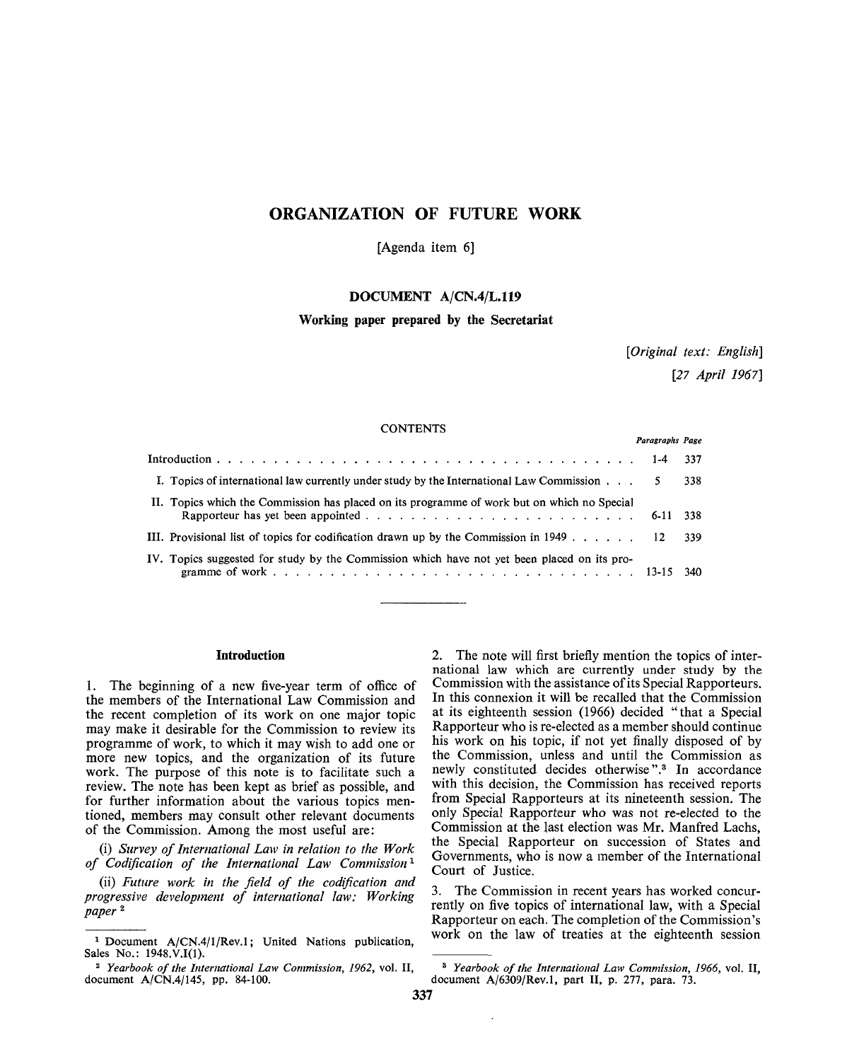# ORGANIZATION OF FUTURE WORK

[Agenda item 6]

## DOCUMENT A/CN.4/L.119

### Working paper prepared by the Secretariat

*[Original text: English]*
*[27 April 1967]*

CONTENTS

| | *Paragraphs* | *Page* |
|---|---|---|
| Introduction | 1-4 | 337 |
| I. Topics of international law currently under study by the International Law Commission | 5 | 338 |
| II. Topics which the Commission has placed on its programme of work but on which no Special Rapporteur has yet been appointed | 6-11 | 338 |
| III. Provisional list of topics for codification drawn up by the Commission in 1949 | 12 | 339 |
| IV. Topics suggested for study by the Commission which have not yet been placed on its programme of work | 13-15 | 340 |

---

#### Introduction

1. The beginning of a new five-year term of office of the members of the International Law Commission and the recent completion of its work on one major topic may make it desirable for the Commission to review its programme of work, to which it may wish to add one or more new topics, and the organization of its future work. The purpose of this note is to facilitate such a review. The note has been kept as brief as possible, and for further information about the various topics mentioned, members may consult other relevant documents of the Commission. Among the most useful are:

(i) *Survey of International Law in relation to the Work of Codification of the International Law Commission* [1]

(ii) *Future work in the field of the codification and progressive development of international law: Working paper* [2]

2. The note will first briefly mention the topics of international law which are currently under study by the Commission with the assistance of its Special Rapporteurs. In this connexion it will be recalled that the Commission at its eighteenth session (1966) decided "that a Special Rapporteur who is re-elected as a member should continue his work on his topic, if not yet finally disposed of by the Commission, unless and until the Commission as newly constituted decides otherwise".[3] In accordance with this decision, the Commission has received reports from Special Rapporteurs at its nineteenth session. The only Special Rapporteur who was not re-elected to the Commission at the last election was Mr. Manfred Lachs, the Special Rapporteur on succession of States and Governments, who is now a member of the International Court of Justice.

3. The Commission in recent years has worked concurrently on five topics of international law, with a Special Rapporteur on each. The completion of the Commission's work on the law of treaties at the eighteenth session

---

[1] Document A/CN.4/1/Rev.1; United Nations publication, Sales No.: 1948.V.I(1).

[2] *Yearbook of the International Law Commission, 1962*, vol. II, document A/CN.4/145, pp. 84-100.

[3] *Yearbook of the International Law Commission, 1966*, vol. II, document A/6309/Rev.1, part II, p. 277, para. 73.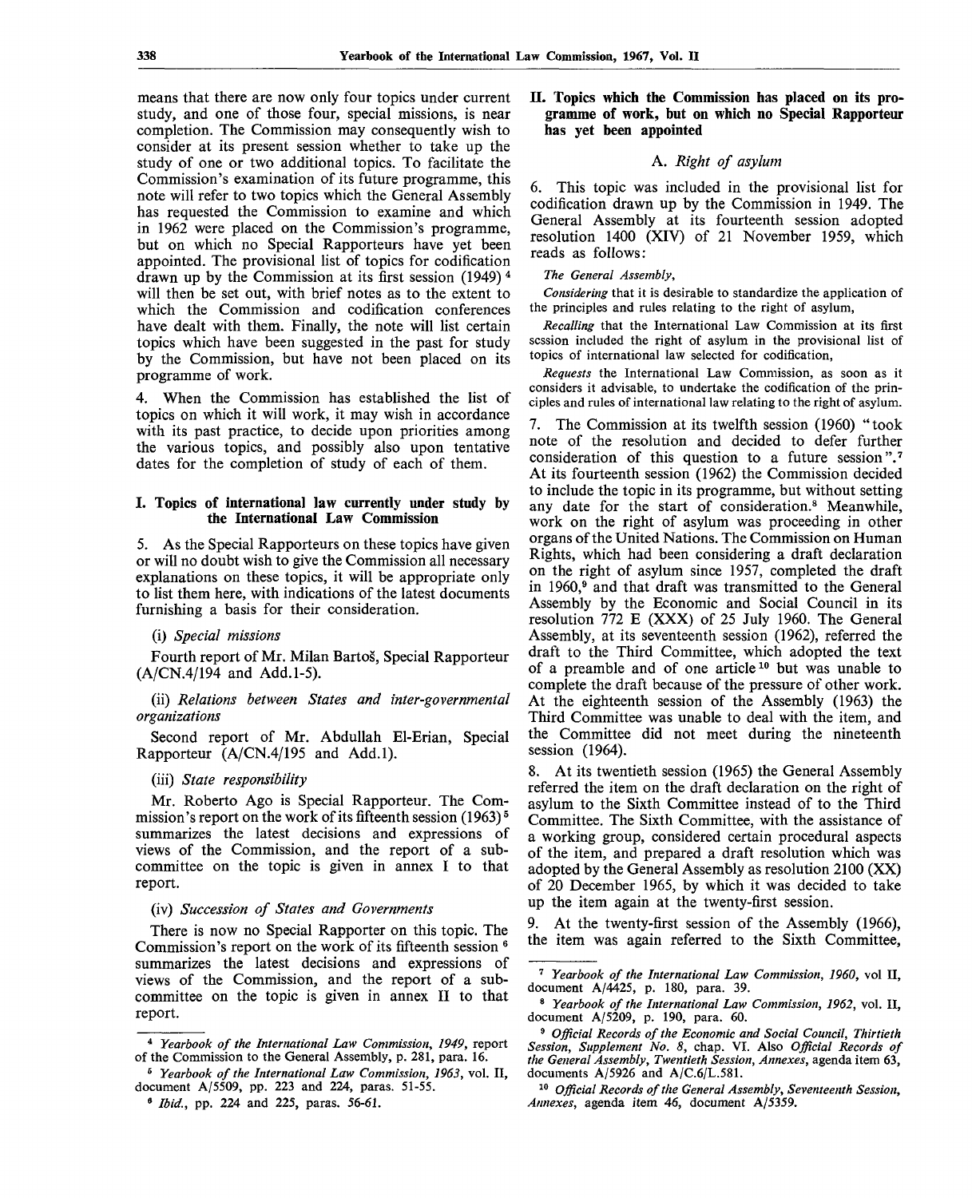means that there are now only four topics under current study, and one of those four, special missions, is near completion. The Commission may consequently wish to consider at its present session whether to take up the study of one or two additional topics. To facilitate the Commission's examination of its future programme, this note will refer to two topics which the General Assembly has requested the Commission to examine and which in 1962 were placed on the Commission's programme, but on which no Special Rapporteurs have yet been appointed. The provisional list of topics for codification drawn up by the Commission at its first session (1949) [4] will then be set out, with brief notes as to the extent to which the Commission and codification conferences have dealt with them. Finally, the note will list certain topics which have been suggested in the past for study by the Commission, but have not been placed on its programme of work.

4. When the Commission has established the list of topics on which it will work, it may wish in accordance with its past practice, to decide upon priorities among the various topics, and possibly also upon tentative dates for the completion of study of each of them.

## I. Topics of international law currently under study by the International Law Commission

5. As the Special Rapporteurs on these topics have given or will no doubt wish to give the Commission all necessary explanations on these topics, it will be appropriate only to list them here, with indications of the latest documents furnishing a basis for their consideration.

(i) *Special missions*

Fourth report of Mr. Milan Bartoš, Special Rapporteur (A/CN.4/194 and Add.1-5).

(ii) *Relations between States and inter-governmental organizations*

Second report of Mr. Abdullah El-Erian, Special Rapporteur (A/CN.4/195 and Add.1).

(iii) *State responsibility*

Mr. Roberto Ago is Special Rapporteur. The Commission's report on the work of its fifteenth session (1963) [5] summarizes the latest decisions and expressions of views of the Commission, and the report of a sub-committee on the topic is given in annex I to that report.

(iv) *Succession of States and Governments*

There is now no Special Rapporter on this topic. The Commission's report on the work of its fifteenth session [6] summarizes the latest decisions and expressions of views of the Commission, and the report of a sub-committee on the topic is given in annex II to that report.

## II. Topics which the Commission has placed on its programme of work, but on which no Special Rapporteur has yet been appointed

### A. *Right of asylum*

6. This topic was included in the provisional list for codification drawn up by the Commission in 1949. The General Assembly at its fourteenth session adopted resolution 1400 (XIV) of 21 November 1959, which reads as follows:

*The General Assembly,*

*Considering* that it is desirable to standardize the application of the principles and rules relating to the right of asylum,

*Recalling* that the International Law Commission at its first session included the right of asylum in the provisional list of topics of international law selected for codification,

*Requests* the International Law Commission, as soon as it considers it advisable, to undertake the codification of the principles and rules of international law relating to the right of asylum.

7. The Commission at its twelfth session (1960) "took note of the resolution and decided to defer further consideration of this question to a future session".[7] At its fourteenth session (1962) the Commission decided to include the topic in its programme, but without setting any date for the start of consideration.[8] Meanwhile, work on the right of asylum was proceeding in other organs of the United Nations. The Commission on Human Rights, which had been considering a draft declaration on the right of asylum since 1957, completed the draft in 1960,[9] and that draft was transmitted to the General Assembly by the Economic and Social Council in its resolution 772 E (XXX) of 25 July 1960. The General Assembly, at its seventeenth session (1962), referred the draft to the Third Committee, which adopted the text of a preamble and of one article [10] but was unable to complete the draft because of the pressure of other work. At the eighteenth session of the Assembly (1963) the Third Committee was unable to deal with the item, and the Committee did not meet during the nineteenth session (1964).

8. At its twentieth session (1965) the General Assembly referred the item on the draft declaration on the right of asylum to the Sixth Committee instead of to the Third Committee. The Sixth Committee, with the assistance of a working group, considered certain procedural aspects of the item, and prepared a draft resolution which was adopted by the General Assembly as resolution 2100 (XX) of 20 December 1965, by which it was decided to take up the item again at the twenty-first session.

9. At the twenty-first session of the Assembly (1966), the item was again referred to the Sixth Committee,

---

[4] *Yearbook of the International Law Commission, 1949*, report of the Commission to the General Assembly, p. 281, para. 16.

[5] *Yearbook of the International Law Commission, 1963*, vol. II, document A/5509, pp. 223 and 224, paras. 51-55.

[6] *Ibid.*, pp. 224 and 225, paras. 56-61.

[7] *Yearbook of the International Law Commission, 1960*, vol II, document A/4425, p. 180, para. 39.

[8] *Yearbook of the International Law Commission, 1962*, vol. II, document A/5209, p. 190, para. 60.

[9] *Official Records of the Economic and Social Council, Thirtieth Session, Supplement No. 8*, chap. VI. Also *Official Records of the General Assembly, Twentieth Session, Annexes*, agenda item 63, documents A/5926 and A/C.6/L.581.

[10] *Official Records of the General Assembly, Seventeenth Session, Annexes*, agenda item 46, document A/5359.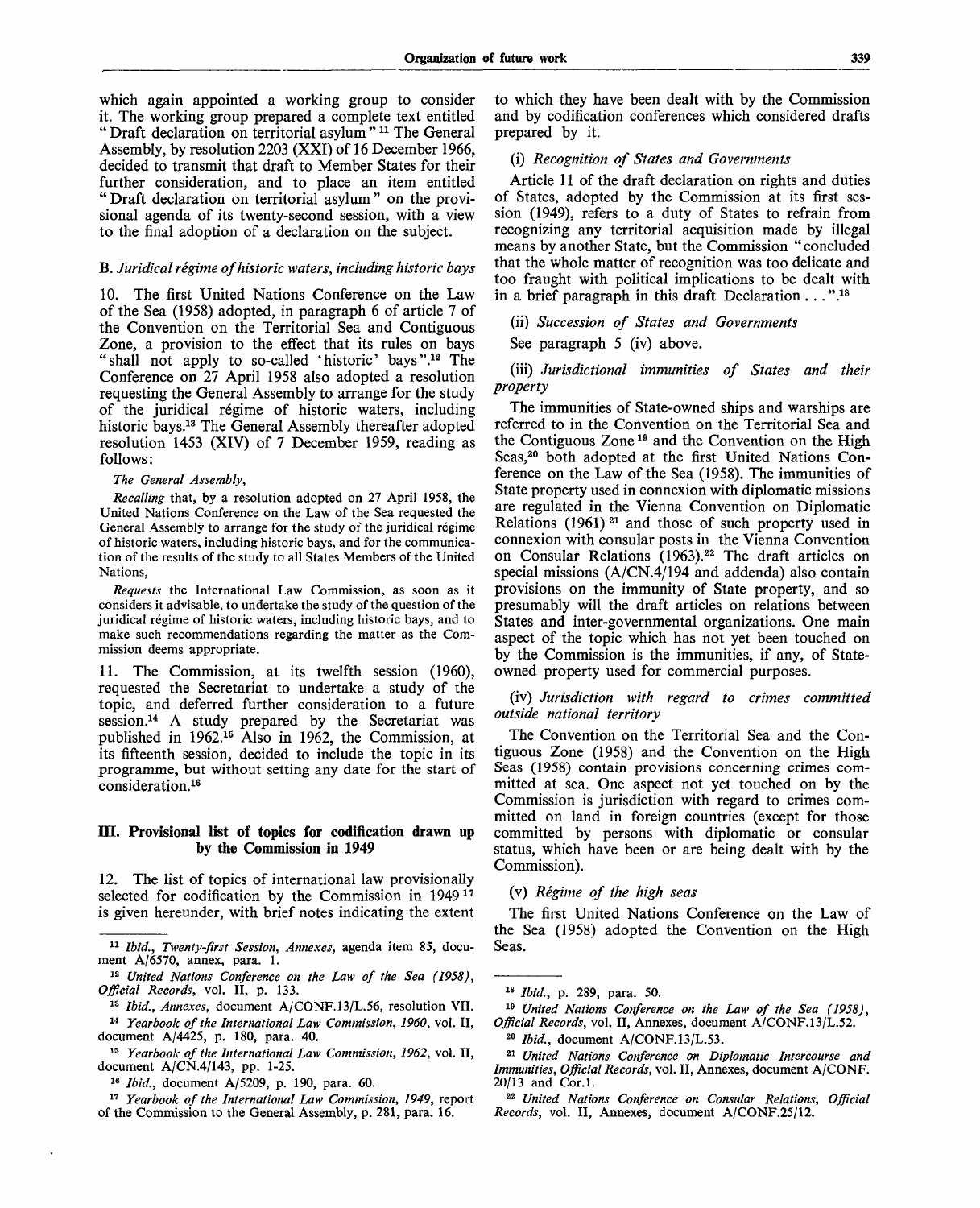which again appointed a working group to consider it. The working group prepared a complete text entitled "Draft declaration on territorial asylum" [11] The General Assembly, by resolution 2203 (XXI) of 16 December 1966, decided to transmit that draft to Member States for their further consideration, and to place an item entitled "Draft declaration on territorial asylum" on the provisional agenda of its twenty-second session, with a view to the final adoption of a declaration on the subject.

### B. *Juridical régime of historic waters, including historic bays*

10. The first United Nations Conference on the Law of the Sea (1958) adopted, in paragraph 6 of article 7 of the Convention on the Territorial Sea and Contiguous Zone, a provision to the effect that its rules on bays "shall not apply to so-called 'historic' bays".[12] The Conference on 27 April 1958 also adopted a resolution requesting the General Assembly to arrange for the study of the juridical régime of historic waters, including historic bays.[13] The General Assembly thereafter adopted resolution 1453 (XIV) of 7 December 1959, reading as follows:

*The General Assembly,*

*Recalling* that, by a resolution adopted on 27 April 1958, the United Nations Conference on the Law of the Sea requested the General Assembly to arrange for the study of the juridical régime of historic waters, including historic bays, and for the communication of the results of the study to all States Members of the United Nations,

*Requests* the International Law Commission, as soon as it considers it advisable, to undertake the study of the question of the juridical régime of historic waters, including historic bays, and to make such recommendations regarding the matter as the Commission deems appropriate.

11. The Commission, at its twelfth session (1960), requested the Secretariat to undertake a study of the topic, and deferred further consideration to a future session.[14] A study prepared by the Secretariat was published in 1962.[15] Also in 1962, the Commission, at its fifteenth session, decided to include the topic in its programme, but without setting any date for the start of consideration.[16]

## III. Provisional list of topics for codification drawn up by the Commission in 1949

12. The list of topics of international law provisionally selected for codification by the Commission in 1949 [17] is given hereunder, with brief notes indicating the extent to which they have been dealt with by the Commission and by codification conferences which considered drafts prepared by it.

(i) *Recognition of States and Governments*

Article 11 of the draft declaration on rights and duties of States, adopted by the Commission at its first session (1949), refers to a duty of States to refrain from recognizing any territorial acquisition made by illegal means by another State, but the Commission "concluded that the whole matter of recognition was too delicate and too fraught with political implications to be dealt with in a brief paragraph in this draft Declaration . . .".[18]

(ii) *Succession of States and Governments*

See paragraph 5 (iv) above.

(iii) *Jurisdictional immunities of States and their property*

The immunities of State-owned ships and warships are referred to in the Convention on the Territorial Sea and the Contiguous Zone [19] and the Convention on the High Seas,[20] both adopted at the first United Nations Conference on the Law of the Sea (1958). The immunities of State property used in connexion with diplomatic missions are regulated in the Vienna Convention on Diplomatic Relations (1961) [21] and those of such property used in connexion with consular posts in the Vienna Convention on Consular Relations (1963).[22] The draft articles on special missions (A/CN.4/194 and addenda) also contain provisions on the immunity of State property, and so presumably will the draft articles on relations between States and inter-governmental organizations. One main aspect of the topic which has not yet been touched on by the Commission is the immunities, if any, of State-owned property used for commercial purposes.

(iv) *Jurisdiction with regard to crimes committed outside national territory*

The Convention on the Territorial Sea and the Contiguous Zone (1958) and the Convention on the High Seas (1958) contain provisions concerning crimes committed at sea. One aspect not yet touched on by the Commission is jurisdiction with regard to crimes committed on land in foreign countries (except for those committed by persons with diplomatic or consular status, which have been or are being dealt with by the Commission).

(v) *Régime of the high seas*

The first United Nations Conference on the Law of the Sea (1958) adopted the Convention on the High Seas.

---

[11] *Ibid., Twenty-first Session, Annexes,* agenda item 85, document A/6570, annex, para. 1.

[12] *United Nations Conference on the Law of the Sea (1958), Official Records,* vol. II, p. 133.

[13] *Ibid., Annexes,* document A/CONF.13/L.56, resolution VII.

[14] *Yearbook of the International Law Commission, 1960,* vol. II, document A/4425, p. 180, para. 40.

[15] *Yearbook of the International Law Commission, 1962,* vol. II, document A/CN.4/143, pp. 1-25.

[16] *Ibid.,* document A/5209, p. 190, para. 60.

[17] *Yearbook of the International Law Commission, 1949,* report of the Commission to the General Assembly, p. 281, para. 16.

[18] *Ibid.,* p. 289, para. 50.

[19] *United Nations Conference on the Law of the Sea (1958), Official Records,* vol. II, Annexes, document A/CONF.13/L.52.

[20] *Ibid.,* document A/CONF.13/L.53.

[21] *United Nations Conference on Diplomatic Intercourse and Immunities, Official Records,* vol. II, Annexes, document A/CONF. 20/13 and Corr.1.

[22] *United Nations Conference on Consular Relations, Official Records,* vol. II, Annexes, document A/CONF.25/12.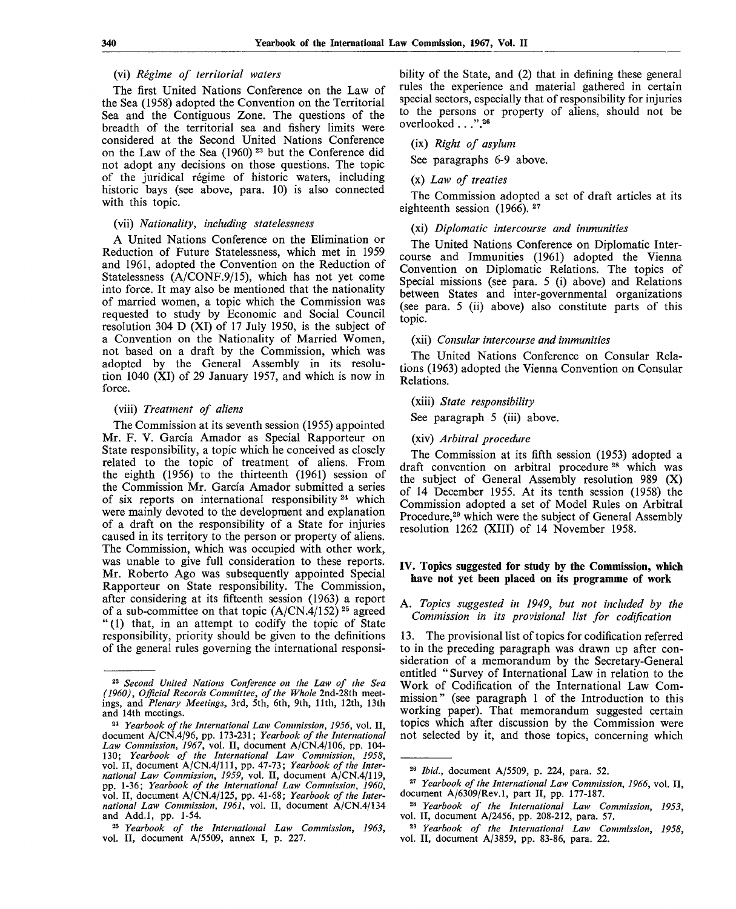(vi) *Régime of territorial waters*

The first United Nations Conference on the Law of the Sea (1958) adopted the Convention on the Territorial Sea and the Contiguous Zone. The questions of the breadth of the territorial sea and fishery limits were considered at the Second United Nations Conference on the Law of the Sea (1960) [23] but the Conference did not adopt any decisions on those questions. The topic of the juridical régime of historic waters, including historic bays (see above, para. 10) is also connected with this topic.

(vii) *Nationality, including statelessness*

A United Nations Conference on the Elimination or Reduction of Future Statelessness, which met in 1959 and 1961, adopted the Convention on the Reduction of Statelessness (A/CONF.9/15), which has not yet come into force. It may also be mentioned that the nationality of married women, a topic which the Commission was requested to study by Economic and Social Council resolution 304 D (XI) of 17 July 1950, is the subject of a Convention on the Nationality of Married Women, not based on a draft by the Commission, which was adopted by the General Assembly in its resolution 1040 (XI) of 29 January 1957, and which is now in force.

(viii) *Treatment of aliens*

The Commission at its seventh session (1955) appointed Mr. F. V. García Amador as Special Rapporteur on State responsibility, a topic which he conceived as closely related to the topic of treatment of aliens. From the eighth (1956) to the thirteenth (1961) session of the Commission Mr. García Amador submitted a series of six reports on international responsibility [24] which were mainly devoted to the development and explanation of a draft on the responsibility of a State for injuries caused in its territory to the person or property of aliens. The Commission, which was occupied with other work, was unable to give full consideration to these reports. Mr. Roberto Ago was subsequently appointed Special Rapporteur on State responsibility. The Commission, after considering at its fifteenth session (1963) a report of a sub-committee on that topic (A/CN.4/152) [25] agreed "(1) that, in an attempt to codify the topic of State responsibility, priority should be given to the definitions of the general rules governing the international responsibility of the State, and (2) that in defining these general rules the experience and material gathered in certain special sectors, especially that of responsibility for injuries to the persons or property of aliens, should not be overlooked . . .".[26]

(ix) *Right of asylum*

See paragraphs 6-9 above.

(x) *Law of treaties*

The Commission adopted a set of draft articles at its eighteenth session (1966).[27]

(xi) *Diplomatic intercourse and immunities*

The United Nations Conference on Diplomatic Intercourse and Immunities (1961) adopted the Vienna Convention on Diplomatic Relations. The topics of Special missions (see para. 5 (i) above) and Relations between States and inter-governmental organizations (see para. 5 (ii) above) also constitute parts of this topic.

(xii) *Consular intercourse and immunities*

The United Nations Conference on Consular Relations (1963) adopted the Vienna Convention on Consular Relations.

(xiii) *State responsibility*

See paragraph 5 (iii) above.

(xiv) *Arbitral procedure*

The Commission at its fifth session (1953) adopted a draft convention on arbitral procedure [28] which was the subject of General Assembly resolution 989 (X) of 14 December 1955. At its tenth session (1958) the Commission adopted a set of Model Rules on Arbitral Procedure,[29] which were the subject of General Assembly resolution 1262 (XIII) of 14 November 1958.

## IV. Topics suggested for study by the Commission, which have not yet been placed on its programme of work

### A. *Topics suggested in 1949, but not included by the Commission in its provisional list for codification*

13. The provisional list of topics for codification referred to in the preceding paragraph was drawn up after consideration of a memorandum by the Secretary-General entitled "Survey of International Law in relation to the Work of Codification of the International Law Commission" (see paragraph 1 of the Introduction to this working paper). That memorandum suggested certain topics which after discussion by the Commission were not selected by it, and those topics, concerning which

---

[23] *Second United Nations Conference on the Law of the Sea (1960), Official Records Committee, of the Whole* 2nd-28th meetings, and *Plenary Meetings*, 3rd, 5th, 6th, 9th, 11th, 12th, 13th and 14th meetings.

[24] *Yearbook of the International Law Commission, 1956*, vol. II, document A/CN.4/96, pp. 173-231; *Yearbook of the International Law Commission, 1967*, vol. II, document A/CN.4/106, pp. 104-130; *Yearbook of the International Law Commission, 1958*, vol. II, document A/CN.4/111, pp. 47-73; *Yearbook of the International Law Commission, 1959*, vol. II, document A/CN.4/119, pp. 1-36; *Yearbook of the International Law Commission, 1960*, vol. II, document A/CN.4/125, pp. 41-68; *Yearbook of the International Law Commission, 1961*, vol. II, document A/CN.4/134 and Add.1, pp. 1-54.

[25] *Yearbook of the International Law Commission, 1963*, vol. II, document A/5509, annex I, p. 227.

[26] *Ibid.*, document A/5509, p. 224, para. 52.

[27] *Yearbook of the International Law Commission, 1966*, vol. II, document A/6309/Rev.1, part II, pp. 177-187.

[28] *Yearbook of the International Law Commission, 1953*, vol. II, document A/2456, pp. 208-212, para. 57.

[29] *Yearbook of the International Law Commission, 1958*, vol. II, document A/3859, pp. 83-86, para. 22.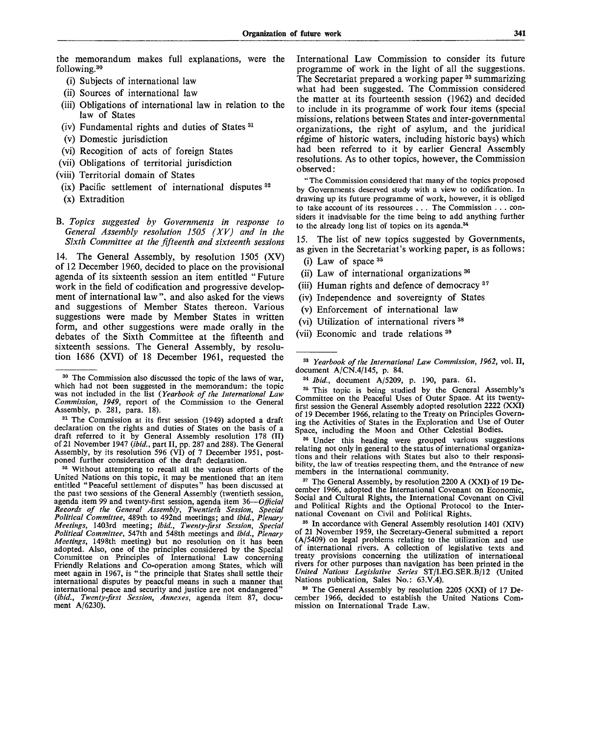the memorandum makes full explanations, were the following.[30]

(i) Subjects of international law

(ii) Sources of international law

(iii) Obligations of international law in relation to the law of States

(iv) Fundamental rights and duties of States [31]

(v) Domestic jurisdiction

(vi) Recogition of acts of foreign States

(vii) Obligations of territorial jurisdiction

(viii) Territorial domain of States

(ix) Pacific settlement of international disputes [32]

(x) Extradition

### B. *Topics suggested by Governments in response to General Assembly resolution 1505 (XV) and in the Sixth Committee at the fifteenth and sixteenth sessions*

14. The General Assembly, by resolution 1505 (XV) of 12 December 1960, decided to place on the provisional agenda of its sixteenth session an item entitled "Future work in the field of codification and progressive development of international law", and also asked for the views and suggestions of Member States thereon. Various suggestions were made by Member States in written form, and other suggestions were made orally in the debates of the Sixth Committee at the fifteenth and sixteenth sessions. The General Assembly, by resolution 1686 (XVI) of 18 December 1961, requested the International Law Commission to consider its future programme of work in the light of all the suggestions. The Secretariat prepared a working paper [33] summarizing what had been suggested. The Commission considered the matter at its fourteenth session (1962) and decided to include in its programme of work four items (special missions, relations between States and inter-governmental organizations, the right of asylum, and the juridical régime of historic waters, including historic bays) which had been referred to it by earlier General Assembly resolutions. As to other topics, however, the Commission observed:

"The Commission considered that many of the topics proposed by Governments deserved study with a view to codification. In drawing up its future programme of work, however, it is obliged to take account of its ressources . . . The Commission . . . considers it inadvisable for the time being to add anything further to the already long list of topics on its agenda.[34]

15. The list of new topics suggested by Governments, as given in the Secretariat's working paper, is as follows:

(i) Law of space [35]

(ii) Law of international organizations [36]

(iii) Human rights and defence of democracy [37]

(iv) Independence and sovereignty of States

(v) Enforcement of international law

(vi) Utilization of international rivers [38]

(vii) Economic and trade relations [39]

---

[30] The Commission also discussed the topic of the laws of war, which had not been suggested in the memorandum: the topic was not included in the list (*Yearbook of the International Law Commission, 1949*, report of the Commission to the General Assembly, p. 281, para. 18).

[31] The Commission at its first session (1949) adopted a draft declaration on the rights and duties of States on the basis of a draft referred to it by General Assembly resolution 178 (II) of 21 November 1947 (*ibid.*, part II, pp. 287 and 288). The General Assembly, by its resolution 596 (VI) of 7 December 1951, postponed further consideration of the draft declaration.

[32] Without attempting to recall all the various efforts of the United Nations on this topic, it may be mentioned that an item entitled "Peaceful settlement of disputes" has been discussed at the past two sessions of the General Assembly (twentieth session, agenda item 99 and twenty-first session, agenda item 36—*Official Records of the General Assembly, Twentieth Session, Special Political Committee*, 489th to 492nd meetings; *ibid., Plenary Meetings*, 1403rd meeting; *ibid., Twenty-first Session, Special Political Committee*, 547th and 548th meetings and *ibid., Plenary Meetings*, 1498th meeting) but no resolution on it has been adopted. Also, one of the principles considered by the Special Committee on Principles of International Law concerning Friendly Relations and Co-operation among States, which will meet again in 1967, is "the principle that States shall settle their international disputes by peaceful means in such a manner that international peace and security and justice are not endangered" (*ibid., Twenty-first Session, Annexes*, agenda item 87, document A/6230).

[33] *Yearbook of the International Law Commission, 1962*, vol. II, document A/CN.4/145, p. 84.

[34] *Ibid.*, document A/5209, p. 190, para. 61.

[35] This topic is being studied by the General Assembly's Committee on the Peaceful Uses of Outer Space. At its twenty-first session the General Assembly adopted resolution 2222 (XXI) of 19 December 1966, relating to the Treaty on Principles Governing the Activities of States in the Exploration and Use of Outer Space, including the Moon and Other Celestial Bodies.

[36] Under this heading were grouped various suggestions relating not only in general to the status of international organizations and their relations with States but also to their responsibility, the law of treaties respecting them, and the entrance of new members in the international community.

[37] The General Assembly, by resolution 2200 A (XXI) of 19 December 1966, adopted the International Covenant on Economic, Social and Cultural Rights, the International Covenant on Civil and Political Rights and the Optional Protocol to the International Covenant on Civil and Political Rights.

[38] In accordance with General Assembly resolution 1401 (XIV) of 21 November 1959, the Secretary-General submitted a report (A/5409) on legal problems relating to the utilization and use of international rivers. A collection of legislative texts and treaty provisions concerning the utilization of international rivers for other purposes than navigation has been printed in the *United Nations Legislative Series* ST/LEG.SER.B/12 (United Nations publication, Sales No.: 63.V.4).

[39] The General Assembly by resolution 2205 (XXI) of 17 December 1966, decided to establish the United Nations Commission on International Trade Law.